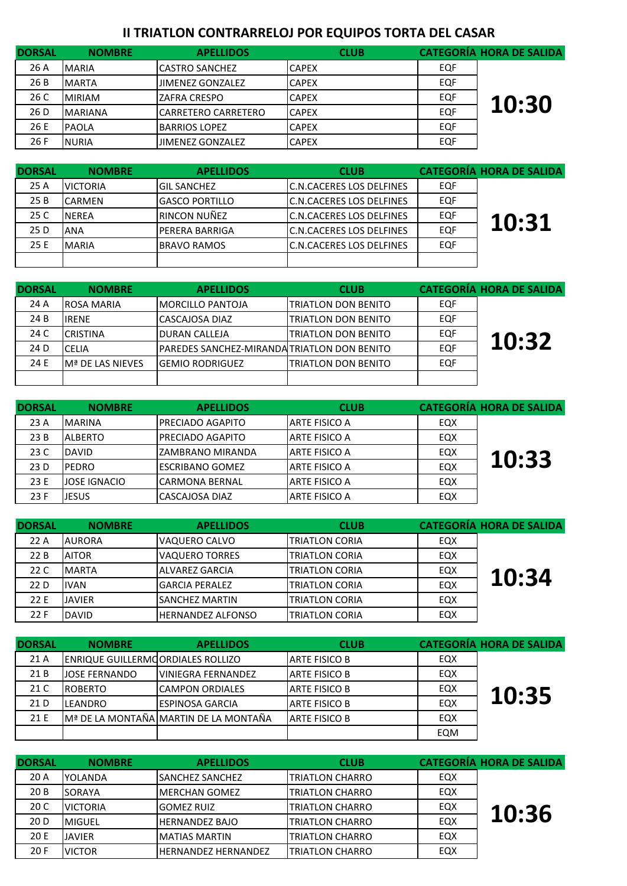# II TRIATLON CONTRARRELOJ POR EQUIPOS TORTA DEL CASAR

| DORSAL | NOMBRE | APELLIDOS | CLUB | CATEGORÍA | HORA DE SALIDA |
|---|---|---|---|---|---|
| 26 A | MARIA | CASTRO SANCHEZ | CAPEX | EQF | 10:30 |
| 26 B | MARTA | JIMENEZ GONZALEZ | CAPEX | EQF | |
| 26 C | MIRIAM | ZAFRA CRESPO | CAPEX | EQF | |
| 26 D | MARIANA | CARRETERO CARRETERO | CAPEX | EQF | |
| 26 E | PAOLA | BARRIOS LOPEZ | CAPEX | EQF | |
| 26 F | NURIA | JIMENEZ GONZALEZ | CAPEX | EQF | |

| DORSAL | NOMBRE | APELLIDOS | CLUB | CATEGORÍA | HORA DE SALIDA |
|---|---|---|---|---|---|
| 25 A | VICTORIA | GIL SANCHEZ | C.N.CACERES LOS DELFINES | EQF | 10:31 |
| 25 B | CARMEN | GASCO PORTILLO | C.N.CACERES LOS DELFINES | EQF | |
| 25 C | NEREA | RINCON NUÑEZ | C.N.CACERES LOS DELFINES | EQF | |
| 25 D | ANA | PERERA BARRIGA | C.N.CACERES LOS DELFINES | EQF | |
| 25 E | MARIA | BRAVO RAMOS | C.N.CACERES LOS DELFINES | EQF | |
| | | | | | |

| DORSAL | NOMBRE | APELLIDOS | CLUB | CATEGORÍA | HORA DE SALIDA |
|---|---|---|---|---|---|
| 24 A | ROSA MARIA | MORCILLO PANTOJA | TRIATLON DON BENITO | EQF | 10:32 |
| 24 B | IRENE | CASCAJOSA DIAZ | TRIATLON DON BENITO | EQF | |
| 24 C | CRISTINA | DURAN CALLEJA | TRIATLON DON BENITO | EQF | |
| 24 D | CELIA | PAREDES SANCHEZ-MIRANDA | TRIATLON DON BENITO | EQF | |
| 24 E | Mª DE LAS NIEVES | GEMIO RODRIGUEZ | TRIATLON DON BENITO | EQF | |
| | | | | | |

| DORSAL | NOMBRE | APELLIDOS | CLUB | CATEGORÍA | HORA DE SALIDA |
|---|---|---|---|---|---|
| 23 A | MARINA | PRECIADO AGAPITO | ARTE FISICO A | EQX | 10:33 |
| 23 B | ALBERTO | PRECIADO AGAPITO | ARTE FISICO A | EQX | |
| 23 C | DAVID | ZAMBRANO MIRANDA | ARTE FISICO A | EQX | |
| 23 D | PEDRO | ESCRIBANO GOMEZ | ARTE FISICO A | EQX | |
| 23 E | JOSE IGNACIO | CARMONA BERNAL | ARTE FISICO A | EQX | |
| 23 F | JESUS | CASCAJOSA DIAZ | ARTE FISICO A | EQX | |

| DORSAL | NOMBRE | APELLIDOS | CLUB | CATEGORÍA | HORA DE SALIDA |
|---|---|---|---|---|---|
| 22 A | AURORA | VAQUERO CALVO | TRIATLON CORIA | EQX | 10:34 |
| 22 B | AITOR | VAQUERO TORRES | TRIATLON CORIA | EQX | |
| 22 C | MARTA | ALVAREZ GARCIA | TRIATLON CORIA | EQX | |
| 22 D | IVAN | GARCIA PERALEZ | TRIATLON CORIA | EQX | |
| 22 E | JAVIER | SANCHEZ MARTIN | TRIATLON CORIA | EQX | |
| 22 F | DAVID | HERNANDEZ ALFONSO | TRIATLON CORIA | EQX | |

| DORSAL | NOMBRE | APELLIDOS | CLUB | CATEGORÍA | HORA DE SALIDA |
|---|---|---|---|---|---|
| 21 A | ENRIQUE GUILLERMO | ORDIALES ROLLIZO | ARTE FISICO B | EQX | 10:35 |
| 21 B | JOSE FERNANDO | VINIEGRA FERNANDEZ | ARTE FISICO B | EQX | |
| 21 C | ROBERTO | CAMPON ORDIALES | ARTE FISICO B | EQX | |
| 21 D | LEANDRO | ESPINOSA GARCIA | ARTE FISICO B | EQX | |
| 21 E | Mª DE LA MONTAÑA | MARTIN DE LA MONTAÑA | ARTE FISICO B | EQX | |
| | | | | EQM | |

| DORSAL | NOMBRE | APELLIDOS | CLUB | CATEGORÍA | HORA DE SALIDA |
|---|---|---|---|---|---|
| 20 A | YOLANDA | SANCHEZ SANCHEZ | TRIATLON CHARRO | EQX | 10:36 |
| 20 B | SORAYA | MERCHAN GOMEZ | TRIATLON CHARRO | EQX | |
| 20 C | VICTORIA | GOMEZ RUIZ | TRIATLON CHARRO | EQX | |
| 20 D | MIGUEL | HERNANDEZ BAJO | TRIATLON CHARRO | EQX | |
| 20 E | JAVIER | MATIAS MARTIN | TRIATLON CHARRO | EQX | |
| 20 F | VICTOR | HERNANDEZ HERNANDEZ | TRIATLON CHARRO | EQX | |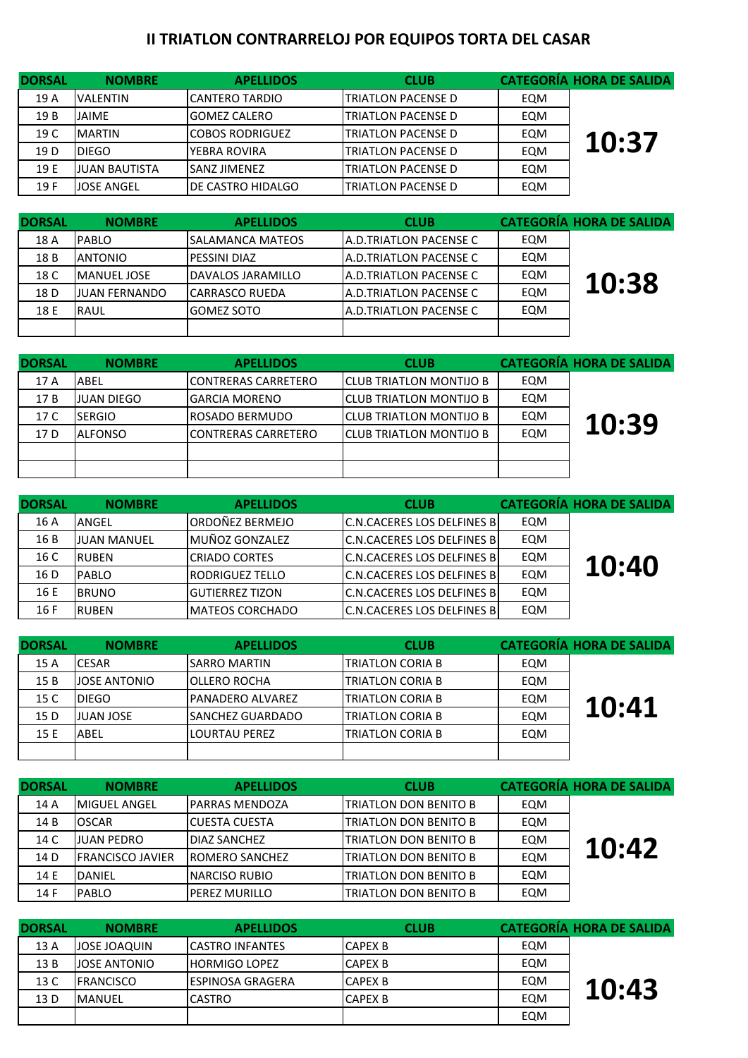# II TRIATLON CONTRARRELOJ POR EQUIPOS TORTA DEL CASAR

| DORSAL | NOMBRE | APELLIDOS | CLUB | CATEGORÍA | HORA DE SALIDA |
|---|---|---|---|---|---|
| 19 A | VALENTIN | CANTERO TARDIO | TRIATLON PACENSE D | EQM | 10:37 |
| 19 B | JAIME | GOMEZ CALERO | TRIATLON PACENSE D | EQM | |
| 19 C | MARTIN | COBOS RODRIGUEZ | TRIATLON PACENSE D | EQM | |
| 19 D | DIEGO | YEBRA ROVIRA | TRIATLON PACENSE D | EQM | |
| 19 E | JUAN BAUTISTA | SANZ JIMENEZ | TRIATLON PACENSE D | EQM | |
| 19 F | JOSE ANGEL | DE CASTRO HIDALGO | TRIATLON PACENSE D | EQM | |

| DORSAL | NOMBRE | APELLIDOS | CLUB | CATEGORÍA | HORA DE SALIDA |
|---|---|---|---|---|---|
| 18 A | PABLO | SALAMANCA MATEOS | A.D.TRIATLON PACENSE C | EQM | 10:38 |
| 18 B | ANTONIO | PESSINI DIAZ | A.D.TRIATLON PACENSE C | EQM | |
| 18 C | MANUEL JOSE | DAVALOS JARAMILLO | A.D.TRIATLON PACENSE C | EQM | |
| 18 D | JUAN FERNANDO | CARRASCO RUEDA | A.D.TRIATLON PACENSE C | EQM | |
| 18 E | RAUL | GOMEZ SOTO | A.D.TRIATLON PACENSE C | EQM | |
| | | | | | |

| DORSAL | NOMBRE | APELLIDOS | CLUB | CATEGORÍA | HORA DE SALIDA |
|---|---|---|---|---|---|
| 17 A | ABEL | CONTRERAS CARRETERO | CLUB TRIATLON MONTIJO B | EQM | 10:39 |
| 17 B | JUAN DIEGO | GARCIA MORENO | CLUB TRIATLON MONTIJO B | EQM | |
| 17 C | SERGIO | ROSADO BERMUDO | CLUB TRIATLON MONTIJO B | EQM | |
| 17 D | ALFONSO | CONTRERAS CARRETERO | CLUB TRIATLON MONTIJO B | EQM | |
| | | | | | |
| | | | | | |

| DORSAL | NOMBRE | APELLIDOS | CLUB | CATEGORÍA | HORA DE SALIDA |
|---|---|---|---|---|---|
| 16 A | ANGEL | ORDOÑEZ BERMEJO | C.N.CACERES LOS DELFINES B | EQM | 10:40 |
| 16 B | JUAN MANUEL | MUÑOZ GONZALEZ | C.N.CACERES LOS DELFINES B | EQM | |
| 16 C | RUBEN | CRIADO CORTES | C.N.CACERES LOS DELFINES B | EQM | |
| 16 D | PABLO | RODRIGUEZ TELLO | C.N.CACERES LOS DELFINES B | EQM | |
| 16 E | BRUNO | GUTIERREZ TIZON | C.N.CACERES LOS DELFINES B | EQM | |
| 16 F | RUBEN | MATEOS CORCHADO | C.N.CACERES LOS DELFINES B | EQM | |

| DORSAL | NOMBRE | APELLIDOS | CLUB | CATEGORÍA | HORA DE SALIDA |
|---|---|---|---|---|---|
| 15 A | CESAR | SARRO MARTIN | TRIATLON CORIA B | EQM | 10:41 |
| 15 B | JOSE ANTONIO | OLLERO ROCHA | TRIATLON CORIA B | EQM | |
| 15 C | DIEGO | PANADERO ALVAREZ | TRIATLON CORIA B | EQM | |
| 15 D | JUAN JOSE | SANCHEZ GUARDADO | TRIATLON CORIA B | EQM | |
| 15 E | ABEL | LOURTAU PEREZ | TRIATLON CORIA B | EQM | |
| | | | | | |

| DORSAL | NOMBRE | APELLIDOS | CLUB | CATEGORÍA | HORA DE SALIDA |
|---|---|---|---|---|---|
| 14 A | MIGUEL ANGEL | PARRAS MENDOZA | TRIATLON DON BENITO B | EQM | 10:42 |
| 14 B | OSCAR | CUESTA CUESTA | TRIATLON DON BENITO B | EQM | |
| 14 C | JUAN PEDRO | DIAZ SANCHEZ | TRIATLON DON BENITO B | EQM | |
| 14 D | FRANCISCO JAVIER | ROMERO SANCHEZ | TRIATLON DON BENITO B | EQM | |
| 14 E | DANIEL | NARCISO RUBIO | TRIATLON DON BENITO B | EQM | |
| 14 F | PABLO | PEREZ MURILLO | TRIATLON DON BENITO B | EQM | |

| DORSAL | NOMBRE | APELLIDOS | CLUB | CATEGORÍA | HORA DE SALIDA |
|---|---|---|---|---|---|
| 13 A | JOSE JOAQUIN | CASTRO INFANTES | CAPEX B | EQM | 10:43 |
| 13 B | JOSE ANTONIO | HORMIGO LOPEZ | CAPEX B | EQM | |
| 13 C | FRANCISCO | ESPINOSA GRAGERA | CAPEX B | EQM | |
| 13 D | MANUEL | CASTRO | CAPEX B | EQM | |
| | | | | EQM | |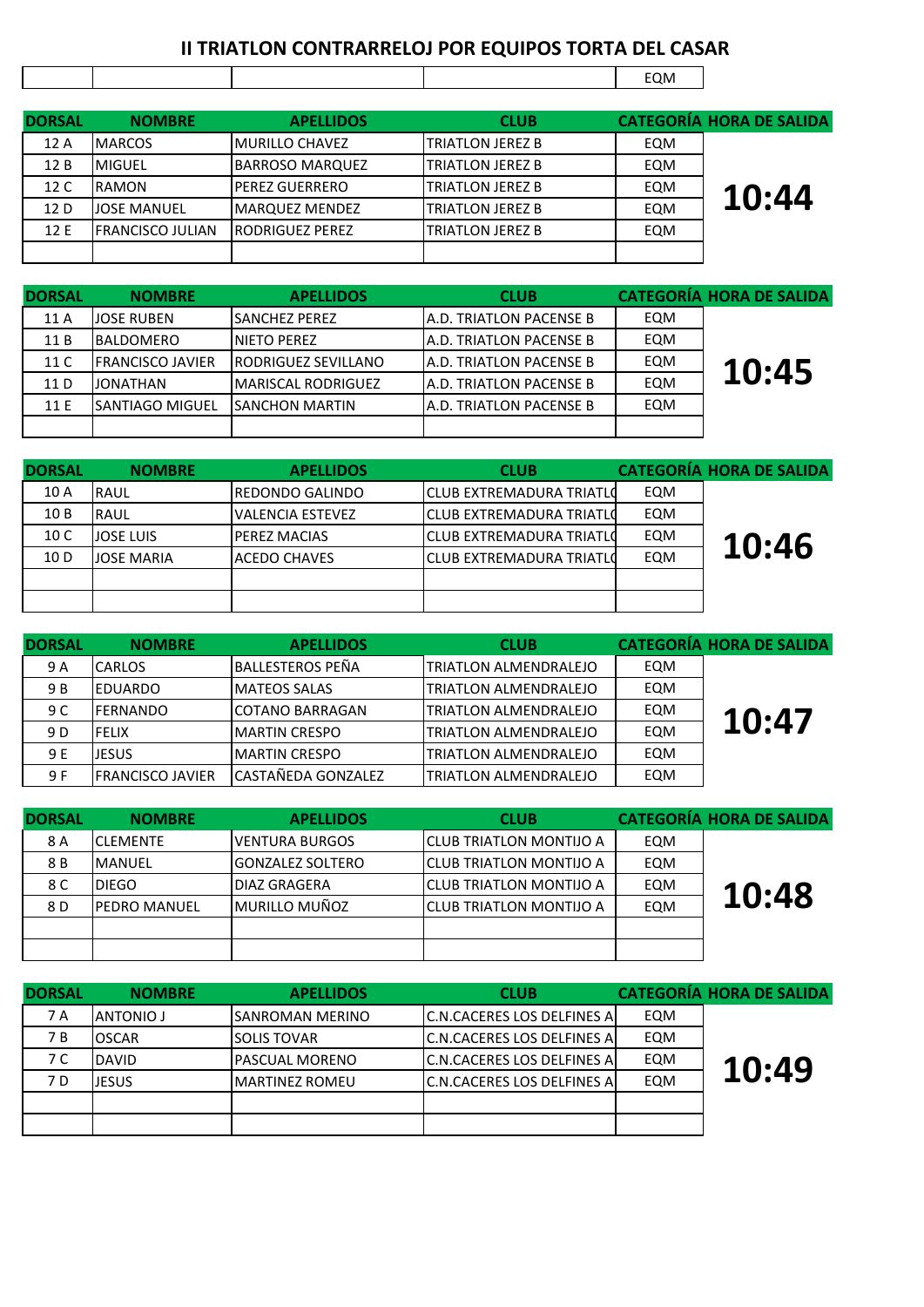# II TRIATLON CONTRARRELOJ POR EQUIPOS TORTA DEL CASAR

| | | | | EQM |
|---|---|---|---|---|

| DORSAL | NOMBRE | APELLIDOS | CLUB | CATEGORÍA | HORA DE SALIDA |
|---|---|---|---|---|---|
| 12 A | MARCOS | MURILLO CHAVEZ | TRIATLON JEREZ B | EQM | **10:44** |
| 12 B | MIGUEL | BARROSO MARQUEZ | TRIATLON JEREZ B | EQM | |
| 12 C | RAMON | PEREZ GUERRERO | TRIATLON JEREZ B | EQM | |
| 12 D | JOSE MANUEL | MARQUEZ MENDEZ | TRIATLON JEREZ B | EQM | |
| 12 E | FRANCISCO JULIAN | RODRIGUEZ PEREZ | TRIATLON JEREZ B | EQM | |
| | | | | | |

| DORSAL | NOMBRE | APELLIDOS | CLUB | CATEGORÍA | HORA DE SALIDA |
|---|---|---|---|---|---|
| 11 A | JOSE RUBEN | SANCHEZ PEREZ | A.D. TRIATLON PACENSE B | EQM | **10:45** |
| 11 B | BALDOMERO | NIETO PEREZ | A.D. TRIATLON PACENSE B | EQM | |
| 11 C | FRANCISCO JAVIER | RODRIGUEZ SEVILLANO | A.D. TRIATLON PACENSE B | EQM | |
| 11 D | JONATHAN | MARISCAL RODRIGUEZ | A.D. TRIATLON PACENSE B | EQM | |
| 11 E | SANTIAGO MIGUEL | SANCHON MARTIN | A.D. TRIATLON PACENSE B | EQM | |
| | | | | | |

| DORSAL | NOMBRE | APELLIDOS | CLUB | CATEGORÍA | HORA DE SALIDA |
|---|---|---|---|---|---|
| 10 A | RAUL | REDONDO GALINDO | CLUB EXTREMADURA TRIATLO | EQM | **10:46** |
| 10 B | RAUL | VALENCIA ESTEVEZ | CLUB EXTREMADURA TRIATLO | EQM | |
| 10 C | JOSE LUIS | PEREZ MACIAS | CLUB EXTREMADURA TRIATLO | EQM | |
| 10 D | JOSE MARIA | ACEDO CHAVES | CLUB EXTREMADURA TRIATLO | EQM | |
| | | | | | |
| | | | | | |

| DORSAL | NOMBRE | APELLIDOS | CLUB | CATEGORÍA | HORA DE SALIDA |
|---|---|---|---|---|---|
| 9 A | CARLOS | BALLESTEROS PEÑA | TRIATLON ALMENDRALEJO | EQM | **10:47** |
| 9 B | EDUARDO | MATEOS SALAS | TRIATLON ALMENDRALEJO | EQM | |
| 9 C | FERNANDO | COTANO BARRAGAN | TRIATLON ALMENDRALEJO | EQM | |
| 9 D | FELIX | MARTIN CRESPO | TRIATLON ALMENDRALEJO | EQM | |
| 9 E | JESUS | MARTIN CRESPO | TRIATLON ALMENDRALEJO | EQM | |
| 9 F | FRANCISCO JAVIER | CASTAÑEDA GONZALEZ | TRIATLON ALMENDRALEJO | EQM | |

| DORSAL | NOMBRE | APELLIDOS | CLUB | CATEGORÍA | HORA DE SALIDA |
|---|---|---|---|---|---|
| 8 A | CLEMENTE | VENTURA BURGOS | CLUB TRIATLON MONTIJO A | EQM | **10:48** |
| 8 B | MANUEL | GONZALEZ SOLTERO | CLUB TRIATLON MONTIJO A | EQM | |
| 8 C | DIEGO | DIAZ GRAGERA | CLUB TRIATLON MONTIJO A | EQM | |
| 8 D | PEDRO MANUEL | MURILLO MUÑOZ | CLUB TRIATLON MONTIJO A | EQM | |
| | | | | | |
| | | | | | |

| DORSAL | NOMBRE | APELLIDOS | CLUB | CATEGORÍA | HORA DE SALIDA |
|---|---|---|---|---|---|
| 7 A | ANTONIO J | SANROMAN MERINO | C.N.CACERES LOS DELFINES A | EQM | **10:49** |
| 7 B | OSCAR | SOLIS TOVAR | C.N.CACERES LOS DELFINES A | EQM | |
| 7 C | DAVID | PASCUAL MORENO | C.N.CACERES LOS DELFINES A | EQM | |
| 7 D | JESUS | MARTINEZ ROMEU | C.N.CACERES LOS DELFINES A | EQM | |
| | | | | | |
| | | | | | |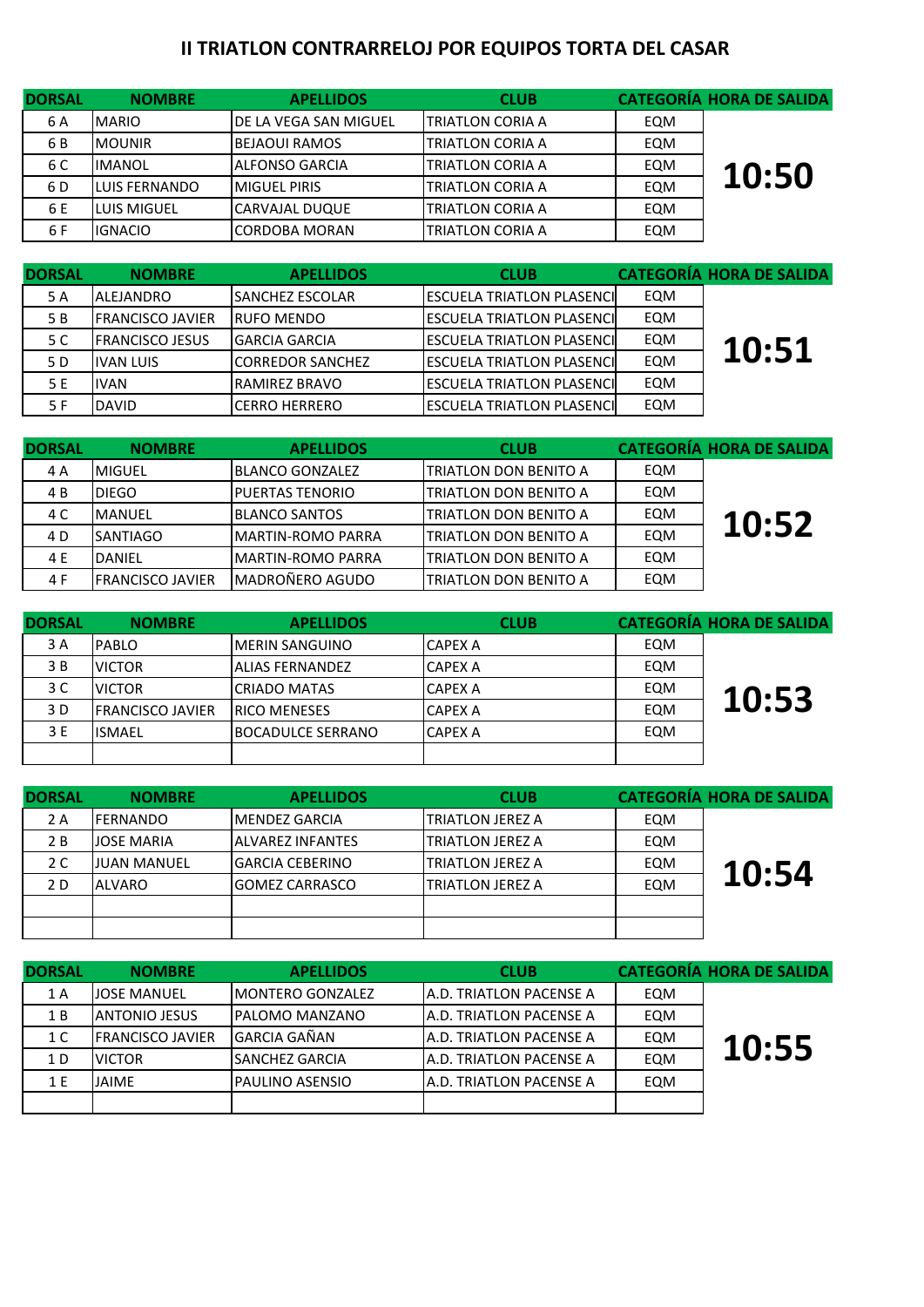# II TRIATLON CONTRARRELOJ POR EQUIPOS TORTA DEL CASAR

| DORSAL | NOMBRE | APELLIDOS | CLUB | CATEGORÍA | HORA DE SALIDA |
|---|---|---|---|---|---|
| 6 A | MARIO | DE LA VEGA SAN MIGUEL | TRIATLON CORIA A | EQM | 10:50 |
| 6 B | MOUNIR | BEJAOUI RAMOS | TRIATLON CORIA A | EQM | |
| 6 C | IMANOL | ALFONSO GARCIA | TRIATLON CORIA A | EQM | |
| 6 D | LUIS FERNANDO | MIGUEL PIRIS | TRIATLON CORIA A | EQM | |
| 6 E | LUIS MIGUEL | CARVAJAL DUQUE | TRIATLON CORIA A | EQM | |
| 6 F | IGNACIO | CORDOBA MORAN | TRIATLON CORIA A | EQM | |

| DORSAL | NOMBRE | APELLIDOS | CLUB | CATEGORÍA | HORA DE SALIDA |
|---|---|---|---|---|---|
| 5 A | ALEJANDRO | SANCHEZ ESCOLAR | ESCUELA TRIATLON PLASENCI | EQM | 10:51 |
| 5 B | FRANCISCO JAVIER | RUFO MENDO | ESCUELA TRIATLON PLASENCI | EQM | |
| 5 C | FRANCISCO JESUS | GARCIA GARCIA | ESCUELA TRIATLON PLASENCI | EQM | |
| 5 D | IVAN LUIS | CORREDOR SANCHEZ | ESCUELA TRIATLON PLASENCI | EQM | |
| 5 E | IVAN | RAMIREZ BRAVO | ESCUELA TRIATLON PLASENCI | EQM | |
| 5 F | DAVID | CERRO HERRERO | ESCUELA TRIATLON PLASENCI | EQM | |

| DORSAL | NOMBRE | APELLIDOS | CLUB | CATEGORÍA | HORA DE SALIDA |
|---|---|---|---|---|---|
| 4 A | MIGUEL | BLANCO GONZALEZ | TRIATLON DON BENITO A | EQM | 10:52 |
| 4 B | DIEGO | PUERTAS TENORIO | TRIATLON DON BENITO A | EQM | |
| 4 C | MANUEL | BLANCO SANTOS | TRIATLON DON BENITO A | EQM | |
| 4 D | SANTIAGO | MARTIN-ROMO PARRA | TRIATLON DON BENITO A | EQM | |
| 4 E | DANIEL | MARTIN-ROMO PARRA | TRIATLON DON BENITO A | EQM | |
| 4 F | FRANCISCO JAVIER | MADROÑERO AGUDO | TRIATLON DON BENITO A | EQM | |

| DORSAL | NOMBRE | APELLIDOS | CLUB | CATEGORÍA | HORA DE SALIDA |
|---|---|---|---|---|---|
| 3 A | PABLO | MERIN SANGUINO | CAPEX A | EQM | 10:53 |
| 3 B | VICTOR | ALIAS FERNANDEZ | CAPEX A | EQM | |
| 3 C | VICTOR | CRIADO MATAS | CAPEX A | EQM | |
| 3 D | FRANCISCO JAVIER | RICO MENESES | CAPEX A | EQM | |
| 3 E | ISMAEL | BOCADULCE SERRANO | CAPEX A | EQM | |
| | | | | | |

| DORSAL | NOMBRE | APELLIDOS | CLUB | CATEGORÍA | HORA DE SALIDA |
|---|---|---|---|---|---|
| 2 A | FERNANDO | MENDEZ GARCIA | TRIATLON JEREZ A | EQM | 10:54 |
| 2 B | JOSE MARIA | ALVAREZ INFANTES | TRIATLON JEREZ A | EQM | |
| 2 C | JUAN MANUEL | GARCIA CEBERINO | TRIATLON JEREZ A | EQM | |
| 2 D | ALVARO | GOMEZ CARRASCO | TRIATLON JEREZ A | EQM | |
| | | | | | |
| | | | | | |

| DORSAL | NOMBRE | APELLIDOS | CLUB | CATEGORÍA | HORA DE SALIDA |
|---|---|---|---|---|---|
| 1 A | JOSE MANUEL | MONTERO GONZALEZ | A.D. TRIATLON PACENSE A | EQM | 10:55 |
| 1 B | ANTONIO JESUS | PALOMO MANZANO | A.D. TRIATLON PACENSE A | EQM | |
| 1 C | FRANCISCO JAVIER | GARCIA GAÑAN | A.D. TRIATLON PACENSE A | EQM | |
| 1 D | VICTOR | SANCHEZ GARCIA | A.D. TRIATLON PACENSE A | EQM | |
| 1 E | JAIME | PAULINO ASENSIO | A.D. TRIATLON PACENSE A | EQM | |
| | | | | | |